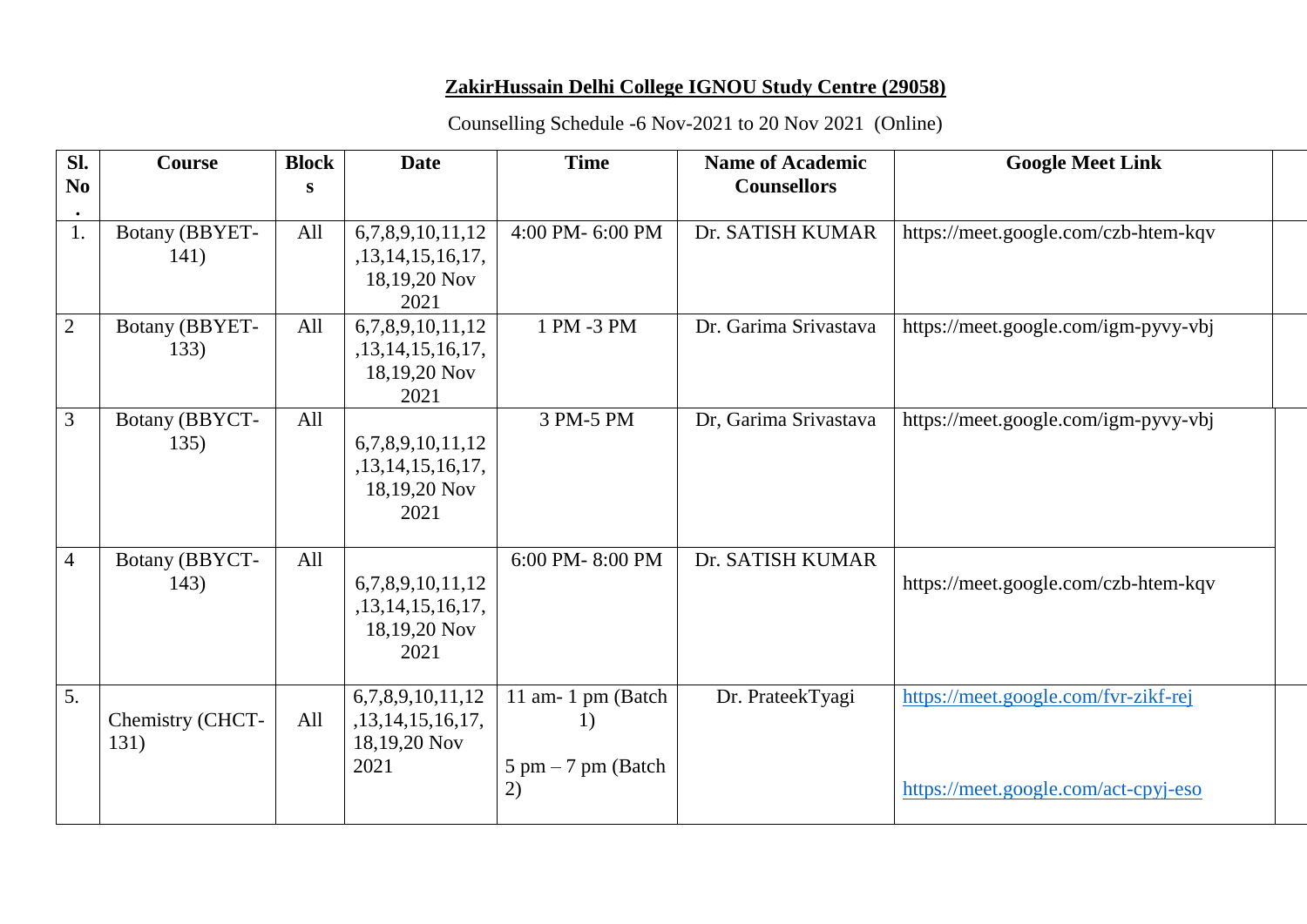**ZakirHussain Delhi College IGNOU Study Centre (29058)**

Counselling Schedule -6 Nov-2021 to 20 Nov 2021 (Online)

| Sl. No. | Course | Blocks | Date | Time | Name of Academic Counsellors | Google Meet Link |
|---|---|---|---|---|---|---|
| 1. | Botany (BBYET-141) | All | 6,7,8,9,10,11,12,13,14,15,16,17,18,19,20 Nov 2021 | 4:00 PM- 6:00 PM | Dr. SATISH KUMAR | https://meet.google.com/czb-htem-kqv |
| 2 | Botany (BBYET-133) | All | 6,7,8,9,10,11,12,13,14,15,16,17,18,19,20 Nov 2021 | 1 PM -3 PM | Dr. Garima Srivastava | https://meet.google.com/igm-pyvy-vbj |
| 3 | Botany (BBYCT-135) | All | 6,7,8,9,10,11,12,13,14,15,16,17,18,19,20 Nov 2021 | 3 PM-5 PM | Dr, Garima Srivastava | https://meet.google.com/igm-pyvy-vbj |
| 4 | Botany (BBYCT-143) | All | 6,7,8,9,10,11,12,13,14,15,16,17,18,19,20 Nov 2021 | 6:00 PM- 8:00 PM | Dr. SATISH KUMAR | https://meet.google.com/czb-htem-kqv |
| 5. | Chemistry (CHCT-131) | All | 6,7,8,9,10,11,12,13,14,15,16,17,18,19,20 Nov 2021 | 11 am- 1 pm (Batch 1)<br>5 pm – 7 pm (Batch 2) | Dr. PrateekTyagi | https://meet.google.com/fvr-zikf-rej<br>https://meet.google.com/act-cpyj-eso |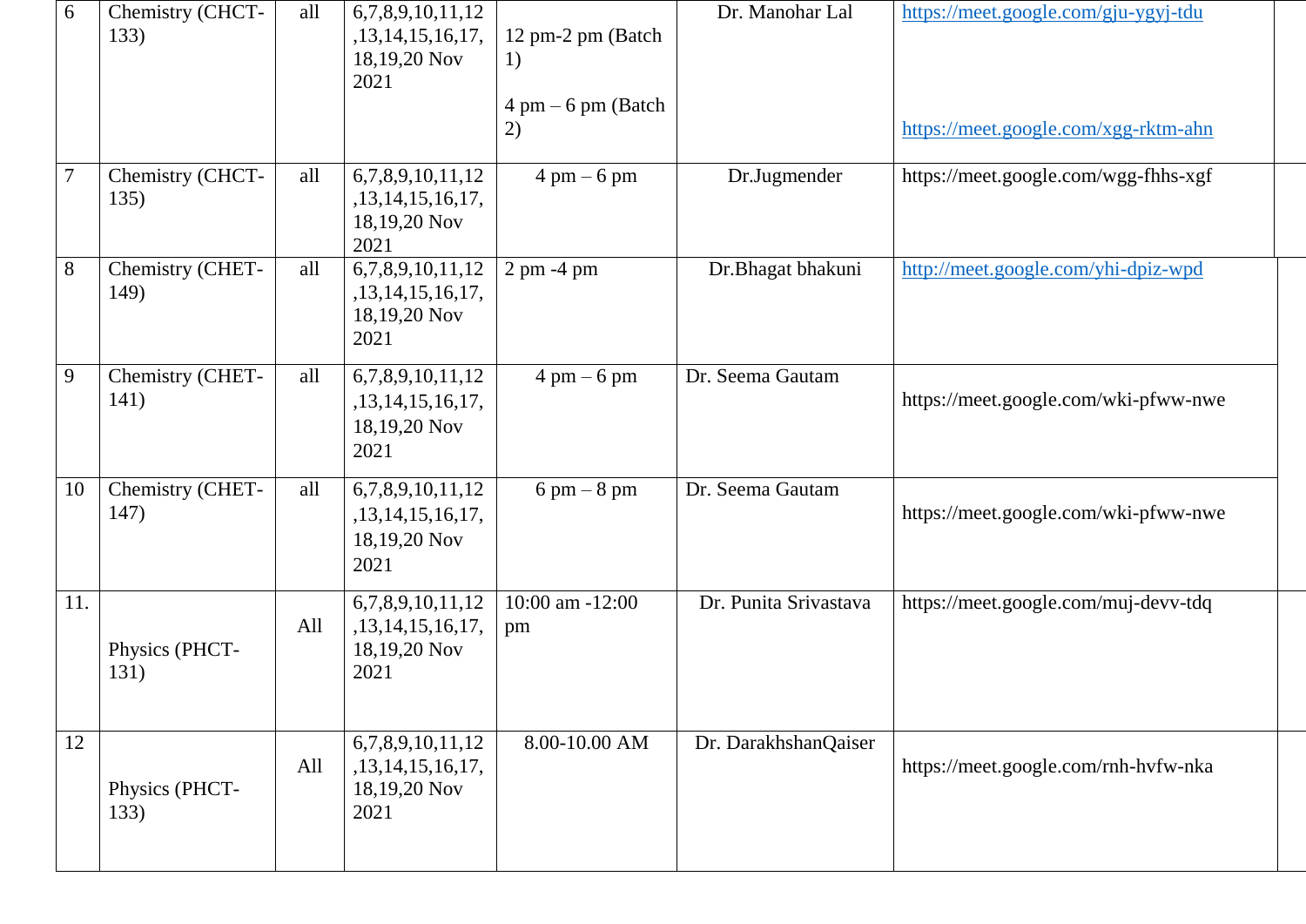| 6 | Chemistry (CHCT-133) | all | 6,7,8,9,10,11,12,13,14,15,16,17,18,19,20 Nov 2021 | 12 pm-2 pm (Batch 1)<br><br>4 pm – 6 pm (Batch 2) | Dr. Manohar Lal | https://meet.google.com/gju-ygyj-tdu<br><br>https://meet.google.com/xgg-rktm-ahn |
|---|---|---|---|---|---|---|
| 7 | Chemistry (CHCT-135) | all | 6,7,8,9,10,11,12,13,14,15,16,17,18,19,20 Nov 2021 | 4 pm – 6 pm | Dr.Jugmender | https://meet.google.com/wgg-fhhs-xgf |
| 8 | Chemistry (CHET-149) | all | 6,7,8,9,10,11,12,13,14,15,16,17,18,19,20 Nov 2021 | 2 pm -4 pm | Dr.Bhagat bhakuni | http://meet.google.com/yhi-dpiz-wpd |
| 9 | Chemistry (CHET-141) | all | 6,7,8,9,10,11,12,13,14,15,16,17,18,19,20 Nov 2021 | 4 pm – 6 pm | Dr. Seema Gautam | https://meet.google.com/wki-pfww-nwe |
| 10 | Chemistry (CHET-147) | all | 6,7,8,9,10,11,12,13,14,15,16,17,18,19,20 Nov 2021 | 6 pm – 8 pm | Dr. Seema Gautam | https://meet.google.com/wki-pfww-nwe |
| 11. | Physics (PHCT-131) | All | 6,7,8,9,10,11,12,13,14,15,16,17,18,19,20 Nov 2021 | 10:00 am -12:00 pm | Dr. Punita Srivastava | https://meet.google.com/muj-devv-tdq |
| 12 | Physics (PHCT-133) | All | 6,7,8,9,10,11,12,13,14,15,16,17,18,19,20 Nov 2021 | 8.00-10.00 AM | Dr. DarakhshanQaiser | https://meet.google.com/rnh-hvfw-nka |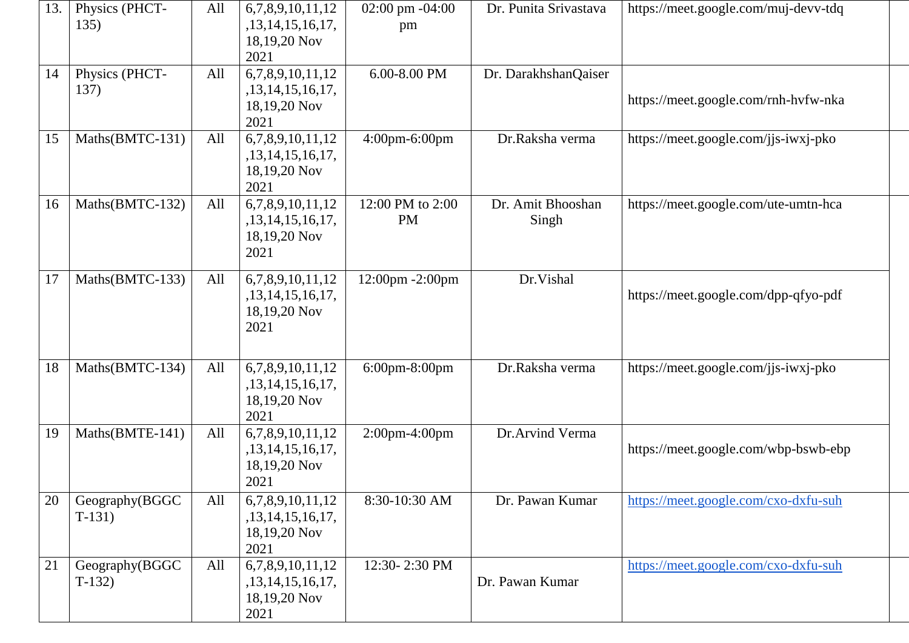| 13. | Physics (PHCT-135) | All | 6,7,8,9,10,11,12,13,14,15,16,17,18,19,20 Nov 2021 | 02:00 pm -04:00 pm | Dr. Punita Srivastava | https://meet.google.com/muj-devv-tdq | |
|---|---|---|---|---|---|---|---|
| 14 | Physics (PHCT-137) | All | 6,7,8,9,10,11,12,13,14,15,16,17,18,19,20 Nov 2021 | 6.00-8.00 PM | Dr. DarakhshanQaiser | https://meet.google.com/rnh-hvfw-nka | |
| 15 | Maths(BMTC-131) | All | 6,7,8,9,10,11,12,13,14,15,16,17,18,19,20 Nov 2021 | 4:00pm-6:00pm | Dr.Raksha verma | https://meet.google.com/jjs-iwxj-pko | |
| 16 | Maths(BMTC-132) | All | 6,7,8,9,10,11,12,13,14,15,16,17,18,19,20 Nov 2021 | 12:00 PM to 2:00 PM | Dr. Amit Bhooshan Singh | https://meet.google.com/ute-umtn-hca | |
| 17 | Maths(BMTC-133) | All | 6,7,8,9,10,11,12,13,14,15,16,17,18,19,20 Nov 2021 | 12:00pm -2:00pm | Dr.Vishal | https://meet.google.com/dpp-qfyo-pdf | |
| 18 | Maths(BMTC-134) | All | 6,7,8,9,10,11,12,13,14,15,16,17,18,19,20 Nov 2021 | 6:00pm-8:00pm | Dr.Raksha verma | https://meet.google.com/jjs-iwxj-pko | |
| 19 | Maths(BMTE-141) | All | 6,7,8,9,10,11,12,13,14,15,16,17,18,19,20 Nov 2021 | 2:00pm-4:00pm | Dr.Arvind Verma | https://meet.google.com/wbp-bswb-ebp | |
| 20 | Geography(BGGCT-131) | All | 6,7,8,9,10,11,12,13,14,15,16,17,18,19,20 Nov 2021 | 8:30-10:30 AM | Dr. Pawan Kumar | https://meet.google.com/cxo-dxfu-suh | |
| 21 | Geography(BGGCT-132) | All | 6,7,8,9,10,11,12,13,14,15,16,17,18,19,20 Nov 2021 | 12:30- 2:30 PM | Dr. Pawan Kumar | https://meet.google.com/cxo-dxfu-suh | |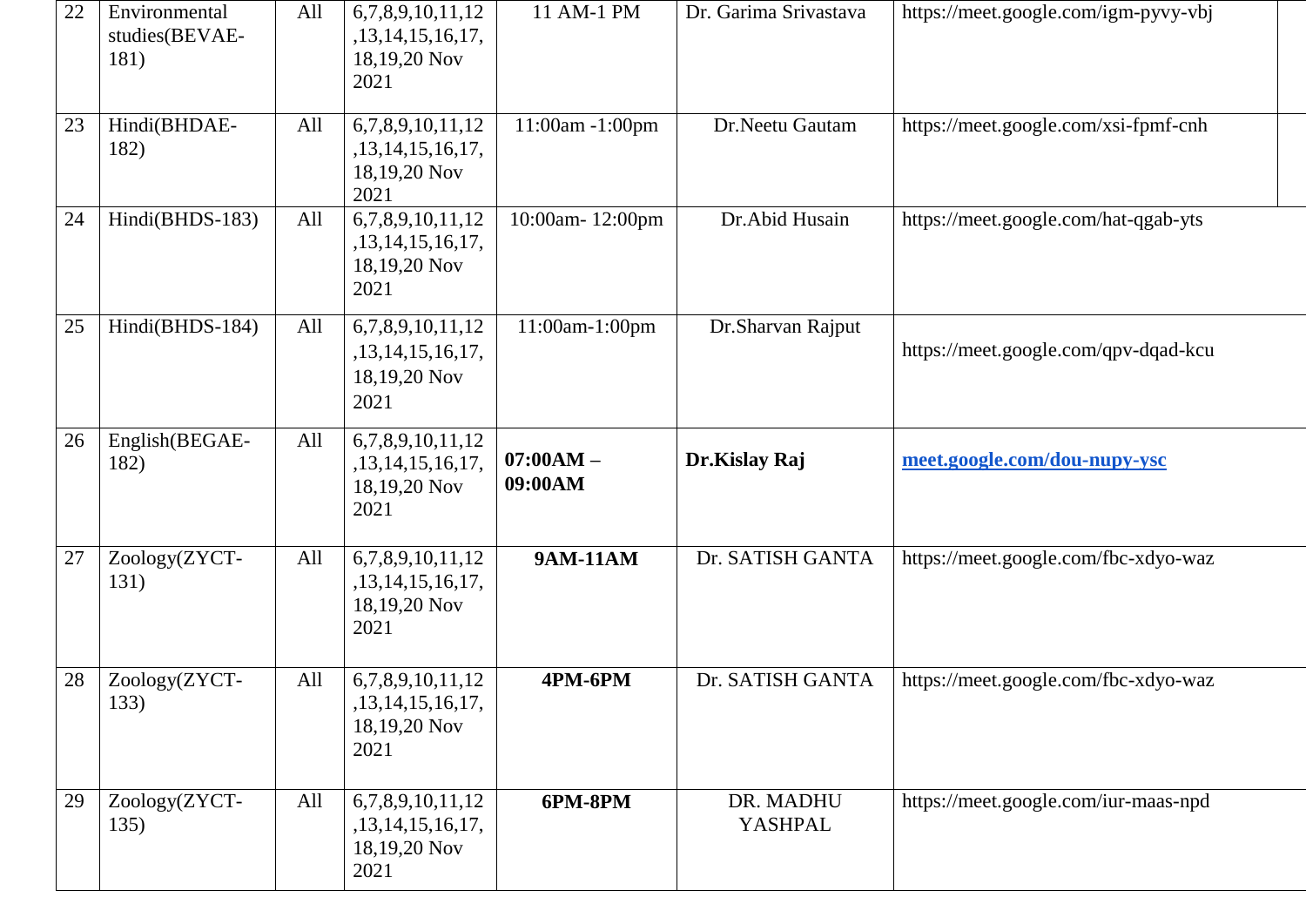| 22 | Environmental studies(BEVAE-181) | All | 6,7,8,9,10,11,12,13,14,15,16,17,18,19,20 Nov 2021 | 11 AM-1 PM | Dr. Garima Srivastava | https://meet.google.com/igm-pyvy-vbj |
|---|---|---|---|---|---|---|
| 23 | Hindi(BHDAE-182) | All | 6,7,8,9,10,11,12,13,14,15,16,17,18,19,20 Nov 2021 | 11:00am -1:00pm | Dr.Neetu Gautam | https://meet.google.com/xsi-fpmf-cnh |
| 24 | Hindi(BHDS-183) | All | 6,7,8,9,10,11,12,13,14,15,16,17,18,19,20 Nov 2021 | 10:00am- 12:00pm | Dr.Abid Husain | https://meet.google.com/hat-qgab-yts |
| 25 | Hindi(BHDS-184) | All | 6,7,8,9,10,11,12,13,14,15,16,17,18,19,20 Nov 2021 | 11:00am-1:00pm | Dr.Sharvan Rajput | https://meet.google.com/qpv-dqad-kcu |
| 26 | English(BEGAE-182) | All | 6,7,8,9,10,11,12,13,14,15,16,17,18,19,20 Nov 2021 | **07:00AM – 09:00AM** | **Dr.Kislay Raj** | **meet.google.com/dou-nupy-ysc** |
| 27 | Zoology(ZYCT-131) | All | 6,7,8,9,10,11,12,13,14,15,16,17,18,19,20 Nov 2021 | **9AM-11AM** | Dr. SATISH GANTA | https://meet.google.com/fbc-xdyo-waz |
| 28 | Zoology(ZYCT-133) | All | 6,7,8,9,10,11,12,13,14,15,16,17,18,19,20 Nov 2021 | **4PM-6PM** | Dr. SATISH GANTA | https://meet.google.com/fbc-xdyo-waz |
| 29 | Zoology(ZYCT-135) | All | 6,7,8,9,10,11,12,13,14,15,16,17,18,19,20 Nov 2021 | **6PM-8PM** | DR. MADHU YASHPAL | https://meet.google.com/iur-maas-npd |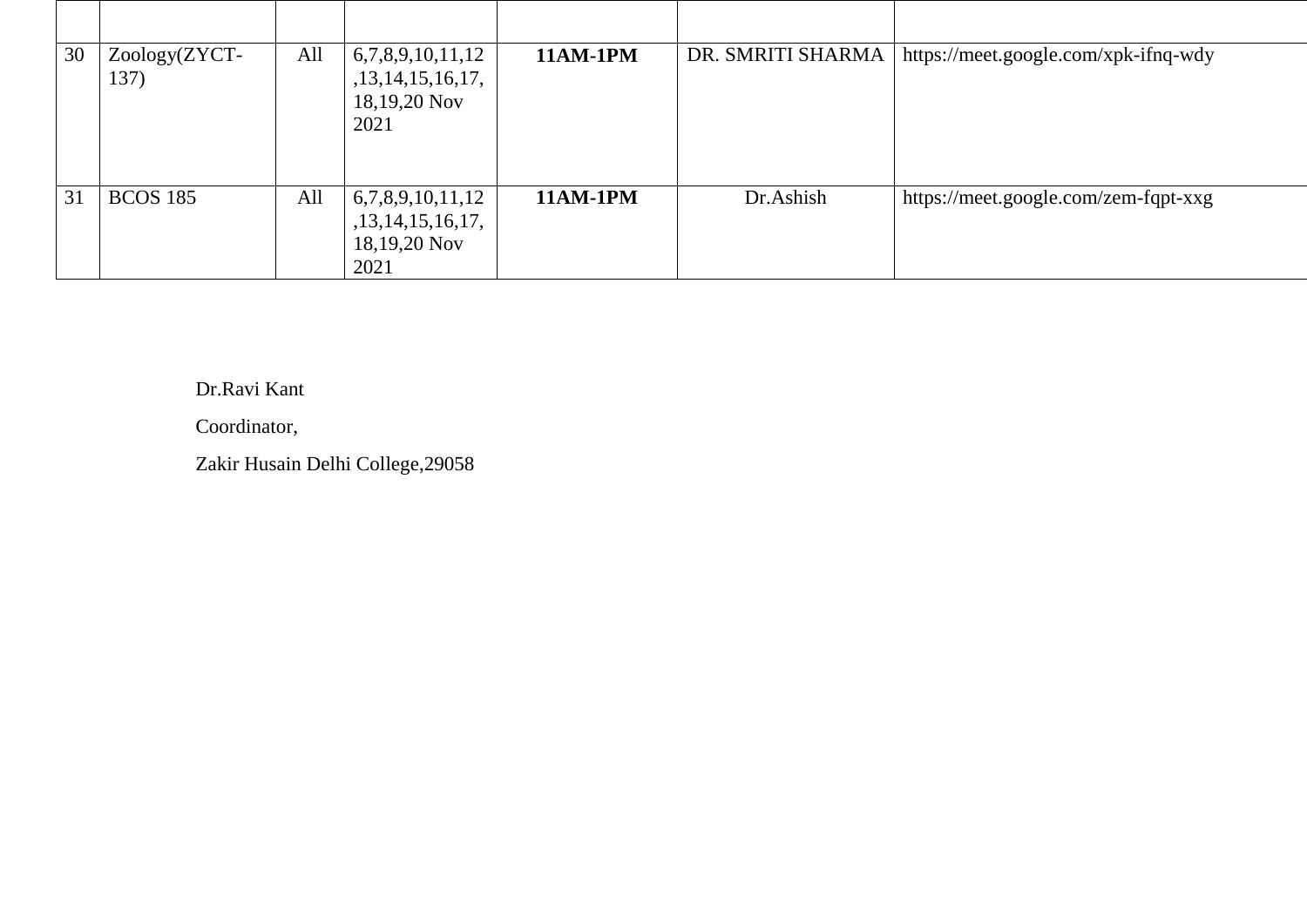| | | | | | | |
|---|---|---|---|---|---|---|
| | | | | | | |
| 30 | Zoology(ZYCT-137) | All | 6,7,8,9,10,11,12,13,14,15,16,17,18,19,20 Nov 2021 | **11AM-1PM** | DR. SMRITI SHARMA | https://meet.google.com/xpk-ifnq-wdy |
| 31 | BCOS 185 | All | 6,7,8,9,10,11,12,13,14,15,16,17,18,19,20 Nov 2021 | **11AM-1PM** | Dr.Ashish | https://meet.google.com/zem-fqpt-xxg |

Dr.Ravi Kant

Coordinator,

Zakir Husain Delhi College,29058